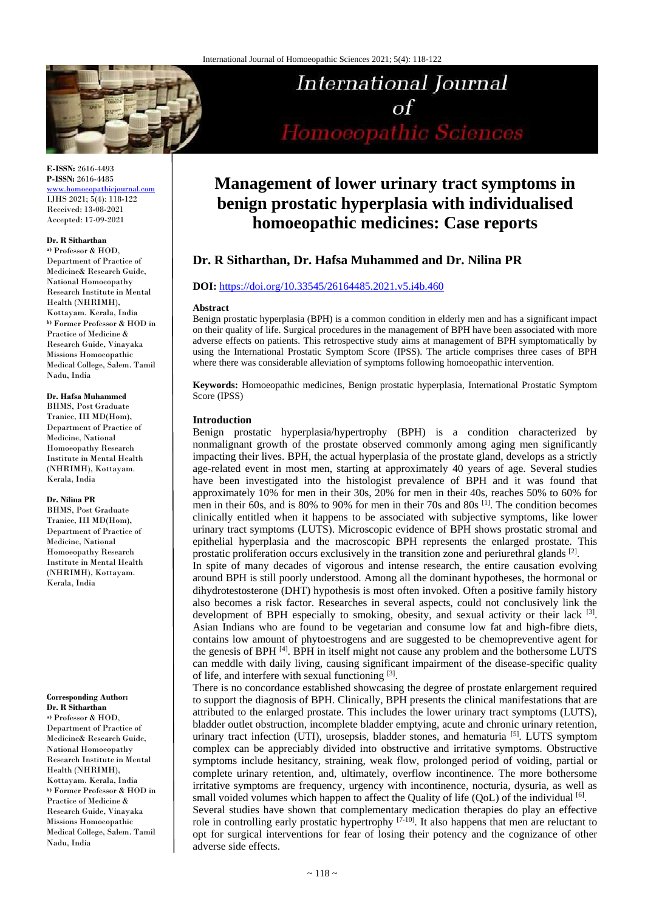E-ISSN: 2616-4493
P-ISSN: 2616-4485
www.homoeopathicjournal.com
IJHS 2021; 5(4): 118-122
Received: 13-08-2021
Accepted: 17-09-2021

**Dr. R Sitharthan**
a) Professor & HOD, Department of Practice of Medicine& Research Guide, National Homoeopathy Research Institute in Mental Health (NHRIMH), Kottayam. Kerala, India
b) Former Professor & HOD in Practice of Medicine & Research Guide, Vinayaka Missions Homoeopathic Medical College, Salem. Tamil Nadu, India

**Dr. Hafsa Muhammed**
BHMS, Post Graduate Traniee, III MD(Hom), Department of Practice of Medicine, National Homoeopathy Research Institute in Mental Health (NHRIMH), Kottayam. Kerala, India

**Dr. Nilina PR**
BHMS, Post Graduate Traniee, III MD(Hom), Department of Practice of Medicine, National Homoeopathy Research Institute in Mental Health (NHRIMH), Kottayam. Kerala, India

**Corresponding Author:**
**Dr. R Sitharthan**
a) Professor & HOD, Department of Practice of Medicine& Research Guide, National Homoeopathy Research Institute in Mental Health (NHRIMH), Kottayam. Kerala, India
b) Former Professor & HOD in Practice of Medicine & Research Guide, Vinayaka Missions Homoeopathic Medical College, Salem. Tamil Nadu, India

# Management of lower urinary tract symptoms in benign prostatic hyperplasia with individualised homoeopathic medicines: Case reports

## Dr. R Sitharthan, Dr. Hafsa Muhammed and Dr. Nilina PR

**DOI:** https://doi.org/10.33545/26164485.2021.v5.i4b.460

**Abstract**

Benign prostatic hyperplasia (BPH) is a common condition in elderly men and has a significant impact on their quality of life. Surgical procedures in the management of BPH have been associated with more adverse effects on patients. This retrospective study aims at management of BPH symptomatically by using the International Prostatic Symptom Score (IPSS). The article comprises three cases of BPH where there was considerable alleviation of symptoms following homoeopathic intervention.

**Keywords:** Homoeopathic medicines, Benign prostatic hyperplasia, International Prostatic Symptom Score (IPSS)

## Introduction

Benign prostatic hyperplasia/hypertrophy (BPH) is a condition characterized by nonmalignant growth of the prostate observed commonly among aging men significantly impacting their lives. BPH, the actual hyperplasia of the prostate gland, develops as a strictly age-related event in most men, starting at approximately 40 years of age. Several studies have been investigated into the histologist prevalence of BPH and it was found that approximately 10% for men in their 30s, 20% for men in their 40s, reaches 50% to 60% for men in their 60s, and is 80% to 90% for men in their 70s and 80s [1]. The condition becomes clinically entitled when it happens to be associated with subjective symptoms, like lower urinary tract symptoms (LUTS). Microscopic evidence of BPH shows prostatic stromal and epithelial hyperplasia and the macroscopic BPH represents the enlarged prostate. This prostatic proliferation occurs exclusively in the transition zone and periurethral glands [2].

In spite of many decades of vigorous and intense research, the entire causation evolving around BPH is still poorly understood. Among all the dominant hypotheses, the hormonal or dihydrotestosterone (DHT) hypothesis is most often invoked. Often a positive family history also becomes a risk factor. Researches in several aspects, could not conclusively link the development of BPH especially to smoking, obesity, and sexual activity or their lack [3]. Asian Indians who are found to be vegetarian and consume low fat and high-fibre diets, contains low amount of phytoestrogens and are suggested to be chemopreventive agent for the genesis of BPH [4]. BPH in itself might not cause any problem and the bothersome LUTS can meddle with daily living, causing significant impairment of the disease-specific quality of life, and interfere with sexual functioning [3].

There is no concordance established showcasing the degree of prostate enlargement required to support the diagnosis of BPH. Clinically, BPH presents the clinical manifestations that are attributed to the enlarged prostate. This includes the lower urinary tract symptoms (LUTS), bladder outlet obstruction, incomplete bladder emptying, acute and chronic urinary retention, urinary tract infection (UTI), urosepsis, bladder stones, and hematuria [5]. LUTS symptom complex can be appreciably divided into obstructive and irritative symptoms. Obstructive symptoms include hesitancy, straining, weak flow, prolonged period of voiding, partial or complete urinary retention, and, ultimately, overflow incontinence. The more bothersome irritative symptoms are frequency, urgency with incontinence, nocturia, dysuria, as well as small voided volumes which happen to affect the Quality of life (QoL) of the individual [6].

Several studies have shown that complementary medication therapies do play an effective role in controlling early prostatic hypertrophy [7-10]. It also happens that men are reluctant to opt for surgical interventions for fear of losing their potency and the cognizance of other adverse side effects.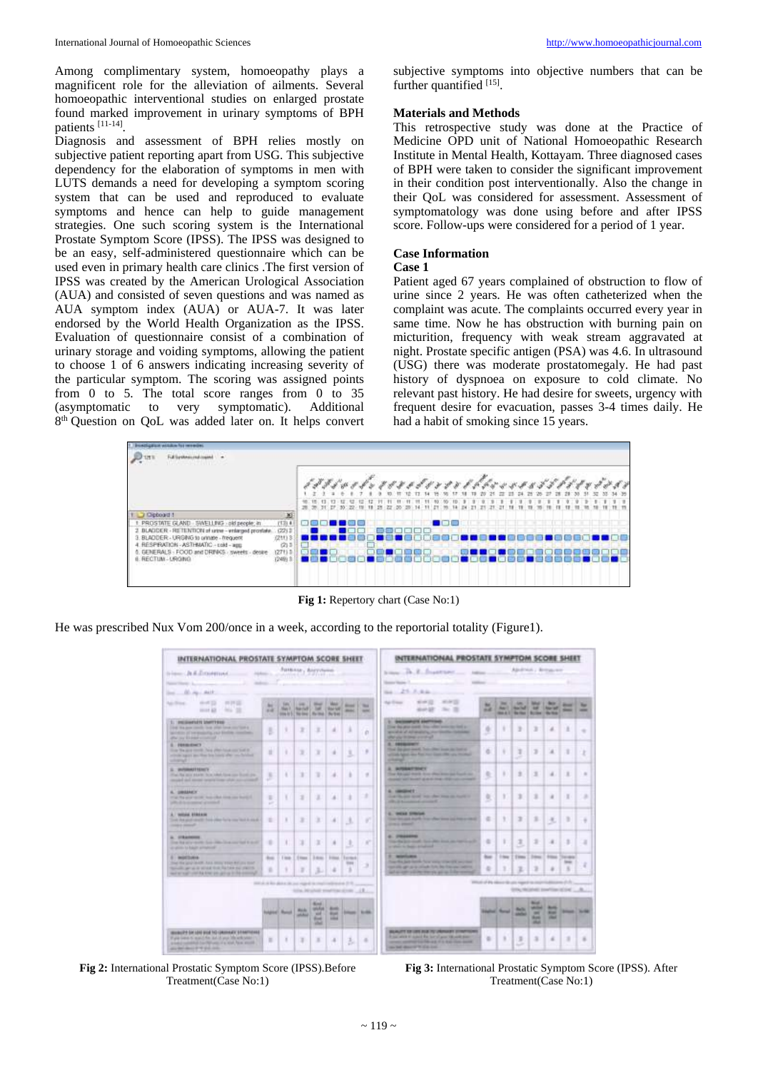Among complimentary system, homoeopathy plays a magnificent role for the alleviation of ailments. Several homoeopathic interventional studies on enlarged prostate found marked improvement in urinary symptoms of BPH patients [11-14].

Diagnosis and assessment of BPH relies mostly on subjective patient reporting apart from USG. This subjective dependency for the elaboration of symptoms in men with LUTS demands a need for developing a symptom scoring system that can be used and reproduced to evaluate symptoms and hence can help to guide management strategies. One such scoring system is the International Prostate Symptom Score (IPSS). The IPSS was designed to be an easy, self-administered questionnaire which can be used even in primary health care clinics .The first version of IPSS was created by the American Urological Association (AUA) and consisted of seven questions and was named as AUA symptom index (AUA) or AUA-7. It was later endorsed by the World Health Organization as the IPSS. Evaluation of questionnaire consist of a combination of urinary storage and voiding symptoms, allowing the patient to choose 1 of 6 answers indicating increasing severity of the particular symptom. The scoring was assigned points from 0 to 5. The total score ranges from 0 to 35 (asymptomatic to very symptomatic). Additional 8th Question on QoL was added later on. It helps convert subjective symptoms into objective numbers that can be further quantified [15].

## Materials and Methods

This retrospective study was done at the Practice of Medicine OPD unit of National Homoeopathic Research Institute in Mental Health, Kottayam. Three diagnosed cases of BPH were taken to consider the significant improvement in their condition post interventionally. Also the change in their QoL was considered for assessment. Assessment of symptomatology was done using before and after IPSS score. Follow-ups were considered for a period of 1 year.

## Case Information

### Case 1

Patient aged 67 years complained of obstruction to flow of urine since 2 years. He was often catheterized when the complaint was acute. The complaints occurred every year in same time. Now he has obstruction with burning pain on micturition, frequency with weak stream aggravated at night. Prostate specific antigen (PSA) was 4.6. In ultrasound (USG) there was moderate prostatomegaly. He had past history of dyspnoea on exposure to cold climate. No relevant past history. He had desire for sweets, urgency with frequent desire for evacuation, passes 3-4 times daily. He had a habit of smoking since 15 years.

**Fig 1:** Repertory chart (Case No:1)

He was prescribed Nux Vom 200/once in a week, according to the reportorial totality (Figure1).

**Fig 2:** International Prostatic Symptom Score (IPSS).Before Treatment(Case No:1)

**Fig 3:** International Prostatic Symptom Score (IPSS). After Treatment(Case No:1)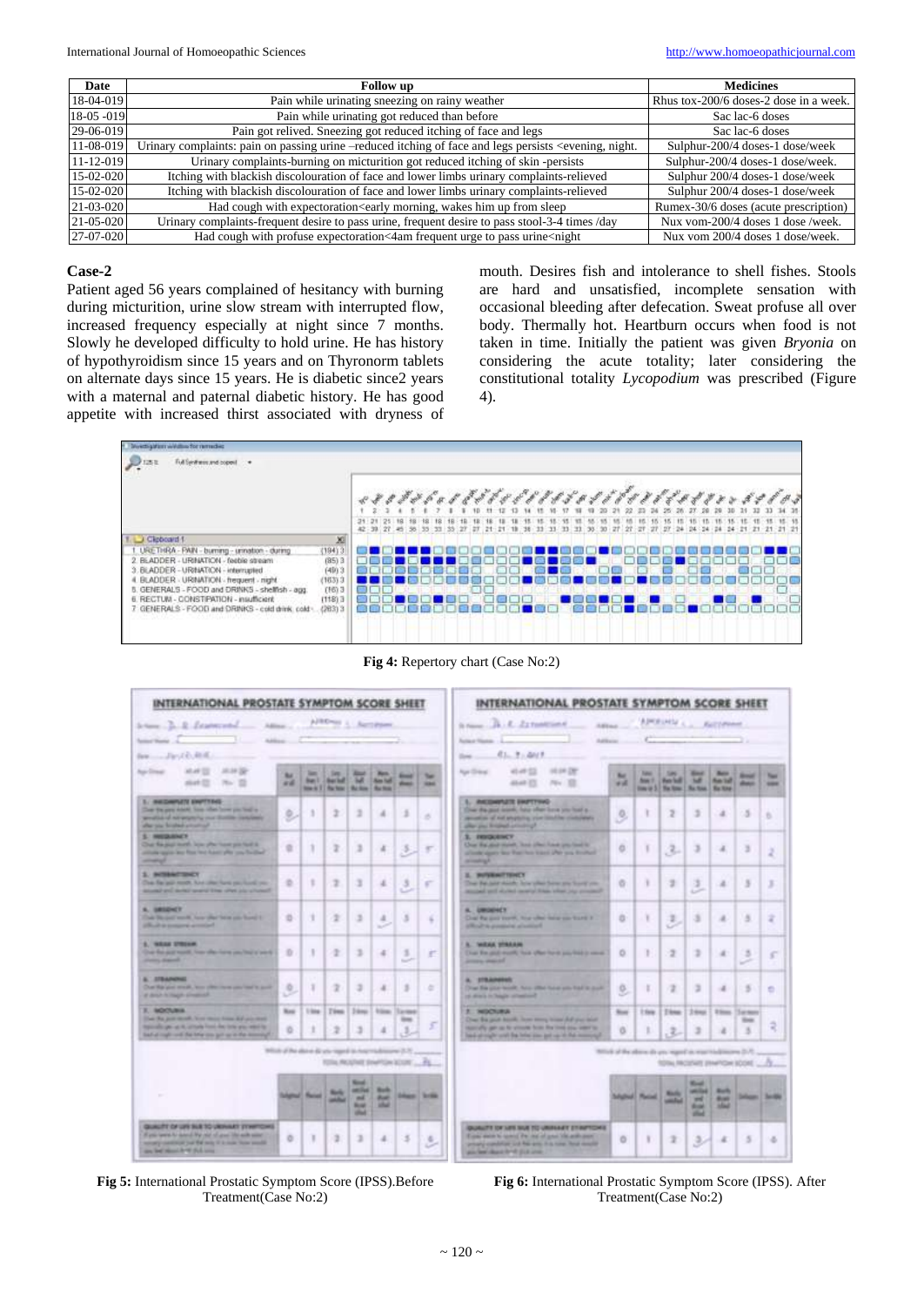| Date | Follow up | Medicines |
|---|---|---|
| 18-04-019 | Pain while urinating sneezing on rainy weather | Rhus tox-200/6 doses-2 dose in a week. |
| 18-05 -019 | Pain while urinating got reduced than before | Sac lac-6 doses |
| 29-06-019 | Pain got relived. Sneezing got reduced itching of face and legs | Sac lac-6 doses |
| 11-08-019 | Urinary complaints: pain on passing urine –reduced itching of face and legs persists <evening, night. | Sulphur-200/4 doses-1 dose/week |
| 11-12-019 | Urinary complaints-burning on micturition got reduced itching of skin -persists | Sulphur-200/4 doses-1 dose/week. |
| 15-02-020 | Itching with blackish discolouration of face and lower limbs urinary complaints-relieved | Sulphur 200/4 doses-1 dose/week |
| 15-02-020 | Itching with blackish discolouration of face and lower limbs urinary complaints-relieved | Sulphur 200/4 doses-1 dose/week |
| 21-03-020 | Had cough with expectoration<early morning, wakes him up from sleep | Rumex-30/6 doses (acute prescription) |
| 21-05-020 | Urinary complaints-frequent desire to pass urine, frequent desire to pass stool-3-4 times /day | Nux vom-200/4 doses 1 dose /week. |
| 27-07-020 | Had cough with profuse expectoration<4am frequent urge to pass urine<night | Nux vom 200/4 doses 1 dose/week. |

## Case-2

Patient aged 56 years complained of hesitancy with burning during micturition, urine slow stream with interrupted flow, increased frequency especially at night since 7 months. Slowly he developed difficulty to hold urine. He has history of hypothyroidism since 15 years and on Thyronorm tablets on alternate days since 15 years. He is diabetic since2 years with a maternal and paternal diabetic history. He has good appetite with increased thirst associated with dryness of mouth. Desires fish and intolerance to shell fishes. Stools are hard and unsatisfied, incomplete sensation with occasional bleeding after defecation. Sweat profuse all over body. Thermally hot. Heartburn occurs when food is not taken in time. Initially the patient was given *Bryonia* on considering the acute totality; later considering the constitutional totality *Lycopodium* was prescribed (Figure 4).

**Fig 4:** Repertory chart (Case No:2)

**Fig 5:** International Prostatic Symptom Score (IPSS).Before Treatment(Case No:2)

**Fig 6:** International Prostatic Symptom Score (IPSS). After Treatment(Case No:2)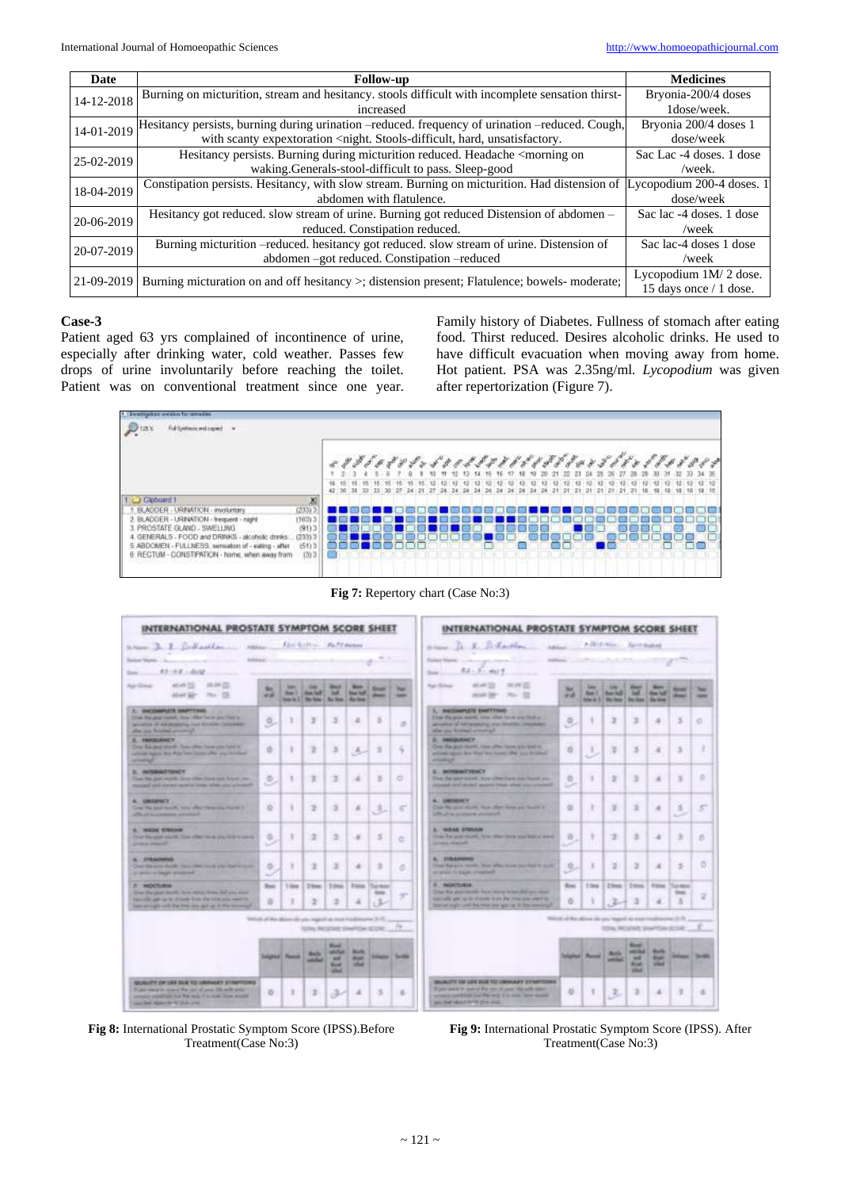| Date | Follow-up | Medicines |
|---|---|---|
| 14-12-2018 | Burning on micturition, stream and hesitancy. stools difficult with incomplete sensation thirst-increased | Bryonia-200/4 doses 1dose/week. |
| 14-01-2019 | Hesitancy persists, burning during urination –reduced. frequency of urination –reduced. Cough, with scanty expextoration <night. Stools-difficult, hard, unsatisfactory. | Bryonia 200/4 doses 1 dose/week |
| 25-02-2019 | Hesitancy persists. Burning during micturition reduced. Headache <morning on waking.Generals-stool-difficult to pass. Sleep-good | Sac Lac -4 doses. 1 dose /week. |
| 18-04-2019 | Constipation persists. Hesitancy, with slow stream. Burning on micturition. Had distension of abdomen with flatulence. | Lycopodium 200-4 doses. 1 dose/week |
| 20-06-2019 | Hesitancy got reduced. slow stream of urine. Burning got reduced Distension of abdomen –reduced. Constipation reduced. | Sac lac -4 doses. 1 dose /week |
| 20-07-2019 | Burning micturition –reduced. hesitancy got reduced. slow stream of urine. Distension of abdomen –got reduced. Constipation –reduced | Sac lac-4 doses 1 dose /week |
| 21-09-2019 | Burning micturation on and off hesitancy >; distension present; Flatulence; bowels- moderate; | Lycopodium 1M/ 2 dose. 15 days once / 1 dose. |

### Case-3

Patient aged 63 yrs complained of incontinence of urine, especially after drinking water, cold weather. Passes few drops of urine involuntarily before reaching the toilet. Patient was on conventional treatment since one year. Family history of Diabetes. Fullness of stomach after eating food. Thirst reduced. Desires alcoholic drinks. He used to have difficult evacuation when moving away from home. Hot patient. PSA was 2.35ng/ml. *Lycopodium* was given after repertorization (Figure 7).

**Fig 7:** Repertory chart (Case No:3)

**Fig 8:** International Prostatic Symptom Score (IPSS).Before Treatment(Case No:3)

**Fig 9:** International Prostatic Symptom Score (IPSS). After Treatment(Case No:3)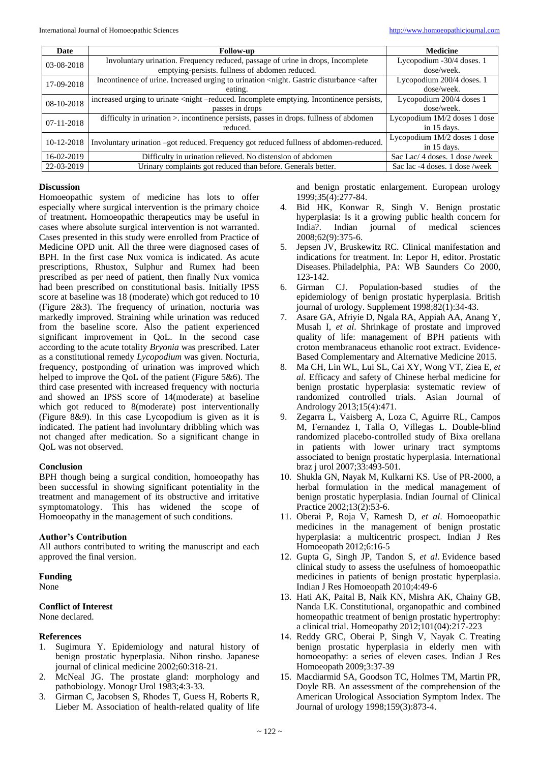| Date | Follow-up | Medicine |
|---|---|---|
| 03-08-2018 | Involuntary urination. Frequency reduced, passage of urine in drops, Incomplete emptying-persists. fullness of abdomen reduced. | Lycopodium -30/4 doses. 1 dose/week. |
| 17-09-2018 | Incontinence of urine. Increased urging to urination <night. Gastric disturbance <after eating. | Lycopodium 200/4 doses. 1 dose/week. |
| 08-10-2018 | increased urging to urinate <night –reduced. Incomplete emptying. Incontinence persists, passes in drops | Lycopodium 200/4 doses 1 dose/week. |
| 07-11-2018 | difficulty in urination >. incontinence persists, passes in drops. fullness of abdomen reduced. | Lycopodium 1M/2 doses 1 dose in 15 days. |
| 10-12-2018 | Involuntary urination –got reduced. Frequency got reduced fullness of abdomen-reduced. | Lycopodium 1M/2 doses 1 dose in 15 days. |
| 16-02-2019 | Difficulty in urination relieved. No distension of abdomen | Sac Lac/ 4 doses. 1 dose /week |
| 22-03-2019 | Urinary complaints got reduced than before. Generals better. | Sac lac -4 doses. 1 dose /week |

## Discussion

Homoeopathic system of medicine has lots to offer especially where surgical intervention is the primary choice of treatment**.** Homoeopathic therapeutics may be useful in cases where absolute surgical intervention is not warranted. Cases presented in this study were enrolled from Practice of Medicine OPD unit. All the three were diagnosed cases of BPH. In the first case Nux vomica is indicated. As acute prescriptions, Rhustox, Sulphur and Rumex had been prescribed as per need of patient, then finally Nux vomica had been prescribed on constitutional basis. Initially IPSS score at baseline was 18 (moderate) which got reduced to 10 (Figure 2&3). The frequency of urination, nocturia was markedly improved. Straining while urination was reduced from the baseline score. Also the patient experienced significant improvement in QoL. In the second case according to the acute totality *Bryonia* was prescribed. Later as a constitutional remedy *Lycopodium* was given. Nocturia, frequency, postponding of urination was improved which helped to improve the QoL of the patient (Figure 5&6). The third case presented with increased frequency with nocturia and showed an IPSS score of 14(moderate) at baseline which got reduced to 8(moderate) post interventionally (Figure 8&9). In this case Lycopodium is given as it is indicated. The patient had involuntary dribbling which was not changed after medication. So a significant change in QoL was not observed.

## Conclusion

BPH though being a surgical condition, homoeopathy has been successful in showing significant potentiality in the treatment and management of its obstructive and irritative symptomatology. This has widened the scope of Homoeopathy in the management of such conditions.

## Author's Contribution

All authors contributed to writing the manuscript and each approved the final version.

## Funding

None

## Conflict of Interest

None declared.

## References

1. Sugimura Y. Epidemiology and natural history of benign prostatic hyperplasia. Nihon rinsho. Japanese journal of clinical medicine 2002;60:318-21.
2. McNeal JG. The prostate gland: morphology and pathobiology. Monogr Urol 1983;4:3-33.
3. Girman C, Jacobsen S, Rhodes T, Guess H, Roberts R, Lieber M. Association of health-related quality of life and benign prostatic enlargement. European urology 1999;35(4):277-84.
4. Bid HK, Konwar R, Singh V. Benign prostatic hyperplasia: Is it a growing public health concern for India?. Indian journal of medical sciences 2008;62(9):375-6.
5. Jepsen JV, Bruskewitz RC. Clinical manifestation and indications for treatment. In: Lepor H, editor. Prostatic Diseases. Philadelphia, PA: WB Saunders Co 2000, 123-142.
6. Girman CJ. Population-based studies of the epidemiology of benign prostatic hyperplasia. British journal of urology. Supplement 1998;82(1):34-43.
7. Asare GA, Afriyie D, Ngala RA, Appiah AA, Anang Y, Musah I, *et al*. Shrinkage of prostate and improved quality of life: management of BPH patients with croton membranaceus ethanolic root extract. Evidence-Based Complementary and Alternative Medicine 2015.
8. Ma CH, Lin WL, Lui SL, Cai XY, Wong VT, Ziea E, *et al*. Efficacy and safety of Chinese herbal medicine for benign prostatic hyperplasia: systematic review of randomized controlled trials. Asian Journal of Andrology 2013;15(4):471.
9. Zegarra L, Vaisberg A, Loza C, Aguirre RL, Campos M, Fernandez I, Talla O, Villegas L. Double-blind randomized placebo-controlled study of Bixa orellana in patients with lower urinary tract symptoms associated to benign prostatic hyperplasia. International braz j urol 2007;33:493-501.
10. Shukla GN, Nayak M, Kulkarni KS. Use of PR-2000, a herbal formulation in the medical management of benign prostatic hyperplasia. Indian Journal of Clinical Practice 2002;13(2):53-6.
11. Oberai P, Roja V, Ramesh D, *et al*. Homoeopathic medicines in the management of benign prostatic hyperplasia: a multicentric prospect. Indian J Res Homoeopath 2012;6:16-5
12. Gupta G, Singh JP, Tandon S, *et al*. Evidence based clinical study to assess the usefulness of homoeopathic medicines in patients of benign prostatic hyperplasia. Indian J Res Homoeopath 2010;4:49-6
13. Hati AK, Paital B, Naik KN, Mishra AK, Chainy GB, Nanda LK. Constitutional, organopathic and combined homeopathic treatment of benign prostatic hypertrophy: a clinical trial. Homeopathy 2012;101(04):217-223
14. Reddy GRC, Oberai P, Singh V, Nayak C. Treating benign prostatic hyperplasia in elderly men with homoeopathy: a series of eleven cases. Indian J Res Homoeopath 2009;3:37-39
15. Macdiarmid SA, Goodson TC, Holmes TM, Martin PR, Doyle RB. An assessment of the comprehension of the American Urological Association Symptom Index. The Journal of urology 1998;159(3):873-4.